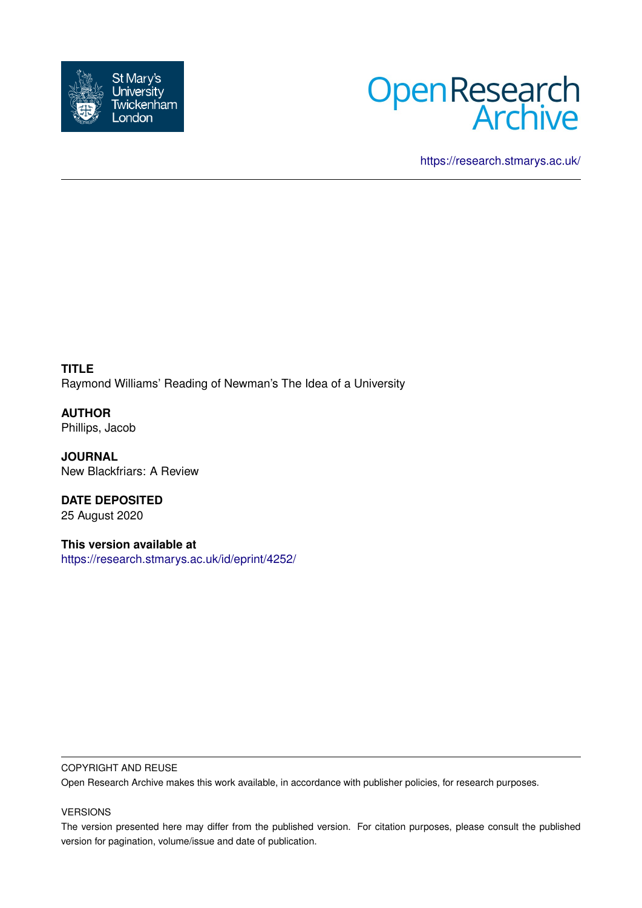St Mary's University Twickenham London

Open Research Archive

https://research.stmarys.ac.uk/

**TITLE**
Raymond Williams' Reading of Newman's The Idea of a University

**AUTHOR**
Phillips, Jacob

**JOURNAL**
New Blackfriars: A Review

**DATE DEPOSITED**
25 August 2020

**This version available at**
https://research.stmarys.ac.uk/id/eprint/4252/

COPYRIGHT AND REUSE

Open Research Archive makes this work available, in accordance with publisher policies, for research purposes.

VERSIONS

The version presented here may differ from the published version. For citation purposes, please consult the published version for pagination, volume/issue and date of publication.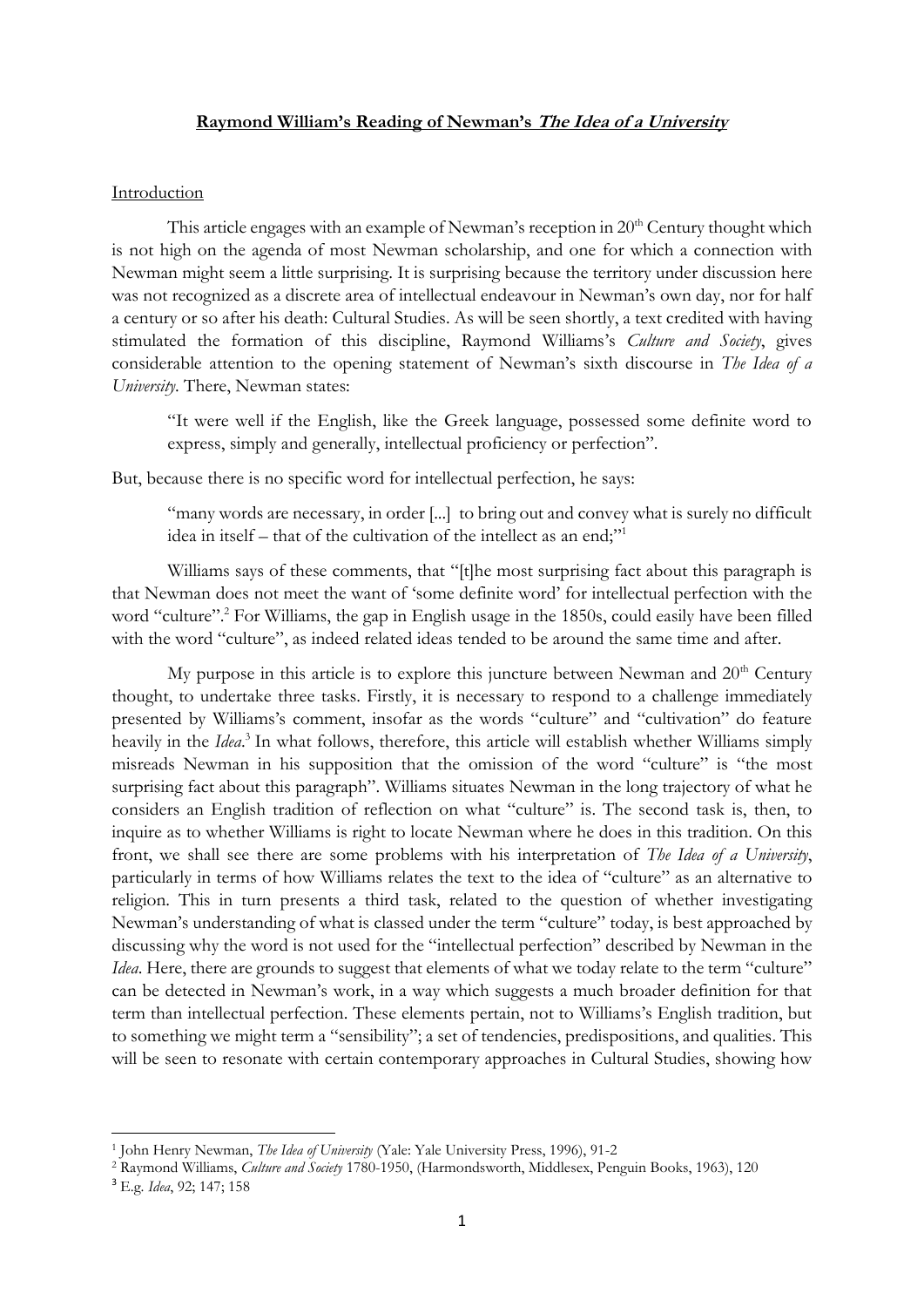**Raymond William's Reading of Newman's *The Idea of a University***

Introduction

This article engages with an example of Newman's reception in 20th Century thought which is not high on the agenda of most Newman scholarship, and one for which a connection with Newman might seem a little surprising. It is surprising because the territory under discussion here was not recognized as a discrete area of intellectual endeavour in Newman's own day, nor for half a century or so after his death: Cultural Studies. As will be seen shortly, a text credited with having stimulated the formation of this discipline, Raymond Williams's *Culture and Society*, gives considerable attention to the opening statement of Newman's sixth discourse in *The Idea of a University*. There, Newman states:

> "It were well if the English, like the Greek language, possessed some definite word to express, simply and generally, intellectual proficiency or perfection".

But, because there is no specific word for intellectual perfection, he says:

> "many words are necessary, in order [...] to bring out and convey what is surely no difficult idea in itself – that of the cultivation of the intellect as an end;"[1]

Williams says of these comments, that "[t]he most surprising fact about this paragraph is that Newman does not meet the want of 'some definite word' for intellectual perfection with the word "culture".[2] For Williams, the gap in English usage in the 1850s, could easily have been filled with the word "culture", as indeed related ideas tended to be around the same time and after.

My purpose in this article is to explore this juncture between Newman and 20th Century thought, to undertake three tasks. Firstly, it is necessary to respond to a challenge immediately presented by Williams's comment, insofar as the words "culture" and "cultivation" do feature heavily in the *Idea*.[3] In what follows, therefore, this article will establish whether Williams simply misreads Newman in his supposition that the omission of the word "culture" is "the most surprising fact about this paragraph". Williams situates Newman in the long trajectory of what he considers an English tradition of reflection on what "culture" is. The second task is, then, to inquire as to whether Williams is right to locate Newman where he does in this tradition. On this front, we shall see there are some problems with his interpretation of *The Idea of a University*, particularly in terms of how Williams relates the text to the idea of "culture" as an alternative to religion. This in turn presents a third task, related to the question of whether investigating Newman's understanding of what is classed under the term "culture" today, is best approached by discussing why the word is not used for the "intellectual perfection" described by Newman in the *Idea*. Here, there are grounds to suggest that elements of what we today relate to the term "culture" can be detected in Newman's work, in a way which suggests a much broader definition for that term than intellectual perfection. These elements pertain, not to Williams's English tradition, but to something we might term a "sensibility"; a set of tendencies, predispositions, and qualities. This will be seen to resonate with certain contemporary approaches in Cultural Studies, showing how

---

[1] John Henry Newman, *The Idea of University* (Yale: Yale University Press, 1996), 91-2

[2] Raymond Williams, *Culture and Society* 1780-1950, (Harmondsworth, Middlesex, Penguin Books, 1963), 120

[3] E.g. *Idea*, 92; 147; 158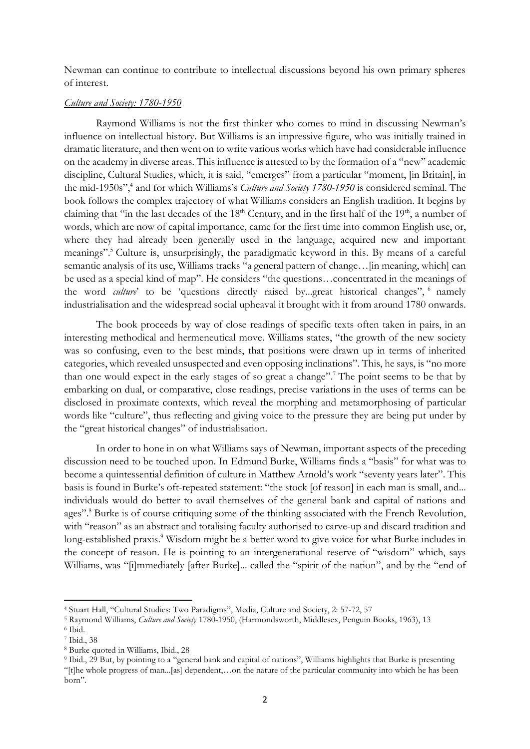Newman can continue to contribute to intellectual discussions beyond his own primary spheres of interest.

*Culture and Society: 1780-1950*

Raymond Williams is not the first thinker who comes to mind in discussing Newman's influence on intellectual history. But Williams is an impressive figure, who was initially trained in dramatic literature, and then went on to write various works which have had considerable influence on the academy in diverse areas. This influence is attested to by the formation of a "new" academic discipline, Cultural Studies, which, it is said, "emerges" from a particular "moment, [in Britain], in the mid-1950s",[4] and for which Williams's *Culture and Society 1780-1950* is considered seminal. The book follows the complex trajectory of what Williams considers an English tradition. It begins by claiming that "in the last decades of the 18th Century, and in the first half of the 19th, a number of words, which are now of capital importance, came for the first time into common English use, or, where they had already been generally used in the language, acquired new and important meanings".[5] Culture is, unsurprisingly, the paradigmatic keyword in this. By means of a careful semantic analysis of its use, Williams tracks "a general pattern of change…[in meaning, which] can be used as a special kind of map". He considers "the questions…concentrated in the meanings of the word *culture*' to be 'questions directly raised by...great historical changes",[6] namely industrialisation and the widespread social upheaval it brought with it from around 1780 onwards.

The book proceeds by way of close readings of specific texts often taken in pairs, in an interesting methodical and hermeneutical move. Williams states, "the growth of the new society was so confusing, even to the best minds, that positions were drawn up in terms of inherited categories, which revealed unsuspected and even opposing inclinations". This, he says, is "no more than one would expect in the early stages of so great a change".[7] The point seems to be that by embarking on dual, or comparative, close readings, precise variations in the uses of terms can be disclosed in proximate contexts, which reveal the morphing and metamorphosing of particular words like "culture", thus reflecting and giving voice to the pressure they are being put under by the "great historical changes" of industrialisation.

In order to hone in on what Williams says of Newman, important aspects of the preceding discussion need to be touched upon. In Edmund Burke, Williams finds a "basis" for what was to become a quintessential definition of culture in Matthew Arnold's work "seventy years later". This basis is found in Burke's oft-repeated statement: "the stock [of reason] in each man is small, and... individuals would do better to avail themselves of the general bank and capital of nations and ages".[8] Burke is of course critiquing some of the thinking associated with the French Revolution, with "reason" as an abstract and totalising faculty authorised to carve-up and discard tradition and long-established praxis.[9] Wisdom might be a better word to give voice for what Burke includes in the concept of reason. He is pointing to an intergenerational reserve of "wisdom" which, says Williams, was "[i]mmediately [after Burke]... called the "spirit of the nation", and by the "end of

---

[4] Stuart Hall, "Cultural Studies: Two Paradigms", Media, Culture and Society, 2: 57-72, 57

[5] Raymond Williams, *Culture and Society* 1780-1950, (Harmondsworth, Middlesex, Penguin Books, 1963), 13

[6] Ibid.

[7] Ibid., 38

[8] Burke quoted in Williams, Ibid., 28

[9] Ibid., 29 But, by pointing to a "general bank and capital of nations", Williams highlights that Burke is presenting "[t]he whole progress of man...[as] dependent,…on the nature of the particular community into which he has been born".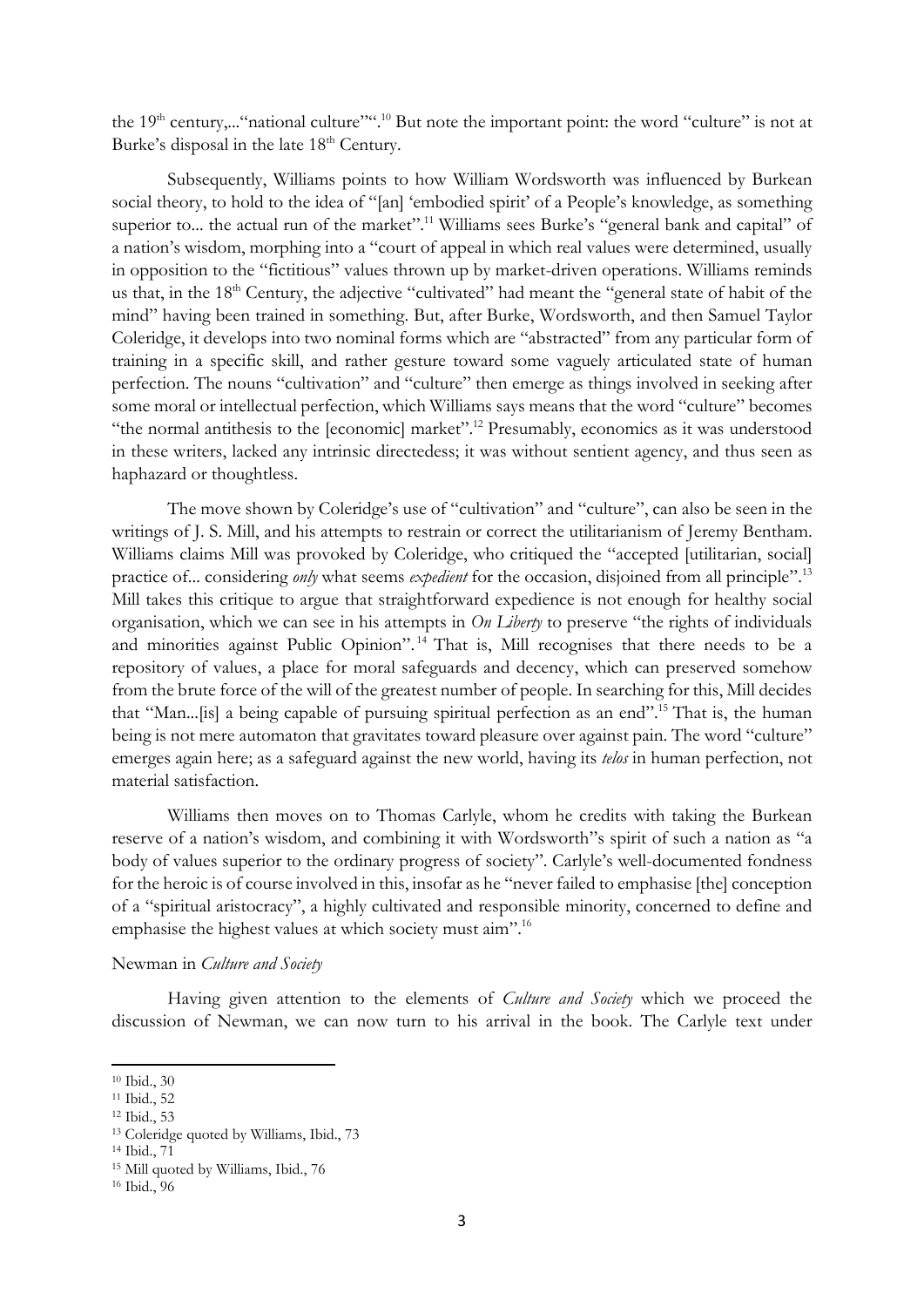the 19th century,..."national culture"".[10] But note the important point: the word "culture" is not at Burke's disposal in the late 18th Century.

Subsequently, Williams points to how William Wordsworth was influenced by Burkean social theory, to hold to the idea of "[an] 'embodied spirit' of a People's knowledge, as something superior to... the actual run of the market".[11] Williams sees Burke's "general bank and capital" of a nation's wisdom, morphing into a "court of appeal in which real values were determined, usually in opposition to the "fictitious" values thrown up by market-driven operations. Williams reminds us that, in the 18th Century, the adjective "cultivated" had meant the "general state of habit of the mind" having been trained in something. But, after Burke, Wordsworth, and then Samuel Taylor Coleridge, it develops into two nominal forms which are "abstracted" from any particular form of training in a specific skill, and rather gesture toward some vaguely articulated state of human perfection. The nouns "cultivation" and "culture" then emerge as things involved in seeking after some moral or intellectual perfection, which Williams says means that the word "culture" becomes "the normal antithesis to the [economic] market".[12] Presumably, economics as it was understood in these writers, lacked any intrinsic directedess; it was without sentient agency, and thus seen as haphazard or thoughtless.

The move shown by Coleridge's use of "cultivation" and "culture", can also be seen in the writings of J. S. Mill, and his attempts to restrain or correct the utilitarianism of Jeremy Bentham. Williams claims Mill was provoked by Coleridge, who critiqued the "accepted [utilitarian, social] practice of... considering *only* what seems *expedient* for the occasion, disjoined from all principle".[13] Mill takes this critique to argue that straightforward expedience is not enough for healthy social organisation, which we can see in his attempts in *On Liberty* to preserve "the rights of individuals and minorities against Public Opinion".[14] That is, Mill recognises that there needs to be a repository of values, a place for moral safeguards and decency, which can preserved somehow from the brute force of the will of the greatest number of people. In searching for this, Mill decides that "Man...[is] a being capable of pursuing spiritual perfection as an end".[15] That is, the human being is not mere automaton that gravitates toward pleasure over against pain. The word "culture" emerges again here; as a safeguard against the new world, having its *telos* in human perfection, not material satisfaction.

Williams then moves on to Thomas Carlyle, whom he credits with taking the Burkean reserve of a nation's wisdom, and combining it with Wordsworth"s spirit of such a nation as "a body of values superior to the ordinary progress of society". Carlyle's well-documented fondness for the heroic is of course involved in this, insofar as he "never failed to emphasise [the] conception of a "spiritual aristocracy", a highly cultivated and responsible minority, concerned to define and emphasise the highest values at which society must aim".[16]

## Newman in *Culture and Society*

Having given attention to the elements of *Culture and Society* which we proceed the discussion of Newman, we can now turn to his arrival in the book. The Carlyle text under

---

[10] Ibid., 30

[11] Ibid., 52

[12] Ibid., 53

[13] Coleridge quoted by Williams, Ibid., 73

[14] Ibid., 71

[15] Mill quoted by Williams, Ibid., 76

[16] Ibid., 96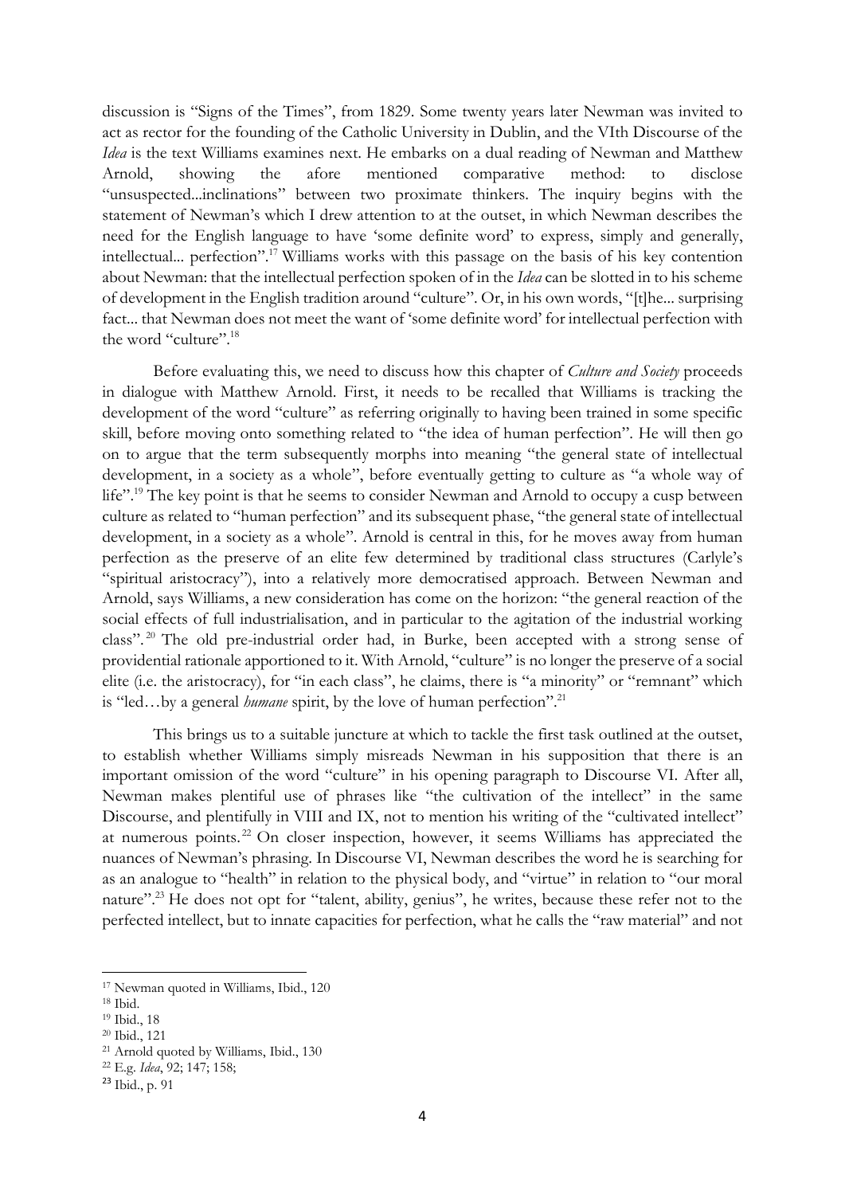discussion is "Signs of the Times", from 1829. Some twenty years later Newman was invited to act as rector for the founding of the Catholic University in Dublin, and the VIth Discourse of the *Idea* is the text Williams examines next. He embarks on a dual reading of Newman and Matthew Arnold, showing the afore mentioned comparative method: to disclose "unsuspected...inclinations" between two proximate thinkers. The inquiry begins with the statement of Newman's which I drew attention to at the outset, in which Newman describes the need for the English language to have 'some definite word' to express, simply and generally, intellectual... perfection".[17] Williams works with this passage on the basis of his key contention about Newman: that the intellectual perfection spoken of in the *Idea* can be slotted in to his scheme of development in the English tradition around "culture". Or, in his own words, "[t]he... surprising fact... that Newman does not meet the want of 'some definite word' for intellectual perfection with the word "culture".[18]

Before evaluating this, we need to discuss how this chapter of *Culture and Society* proceeds in dialogue with Matthew Arnold. First, it needs to be recalled that Williams is tracking the development of the word "culture" as referring originally to having been trained in some specific skill, before moving onto something related to "the idea of human perfection". He will then go on to argue that the term subsequently morphs into meaning "the general state of intellectual development, in a society as a whole", before eventually getting to culture as "a whole way of life".[19] The key point is that he seems to consider Newman and Arnold to occupy a cusp between culture as related to "human perfection" and its subsequent phase, "the general state of intellectual development, in a society as a whole". Arnold is central in this, for he moves away from human perfection as the preserve of an elite few determined by traditional class structures (Carlyle's "spiritual aristocracy"), into a relatively more democratised approach. Between Newman and Arnold, says Williams, a new consideration has come on the horizon: "the general reaction of the social effects of full industrialisation, and in particular to the agitation of the industrial working class".[20] The old pre-industrial order had, in Burke, been accepted with a strong sense of providential rationale apportioned to it. With Arnold, "culture" is no longer the preserve of a social elite (i.e. the aristocracy), for "in each class", he claims, there is "a minority" or "remnant" which is "led…by a general *humane* spirit, by the love of human perfection".[21]

This brings us to a suitable juncture at which to tackle the first task outlined at the outset, to establish whether Williams simply misreads Newman in his supposition that there is an important omission of the word "culture" in his opening paragraph to Discourse VI. After all, Newman makes plentiful use of phrases like "the cultivation of the intellect" in the same Discourse, and plentifully in VIII and IX, not to mention his writing of the "cultivated intellect" at numerous points.[22] On closer inspection, however, it seems Williams has appreciated the nuances of Newman's phrasing. In Discourse VI, Newman describes the word he is searching for as an analogue to "health" in relation to the physical body, and "virtue" in relation to "our moral nature".[23] He does not opt for "talent, ability, genius", he writes, because these refer not to the perfected intellect, but to innate capacities for perfection, what he calls the "raw material" and not

---

[17] Newman quoted in Williams, Ibid., 120

[18] Ibid.

[19] Ibid., 18

[20] Ibid., 121

[21] Arnold quoted by Williams, Ibid., 130

[22] E.g. *Idea*, 92; 147; 158;

[23] Ibid., p. 91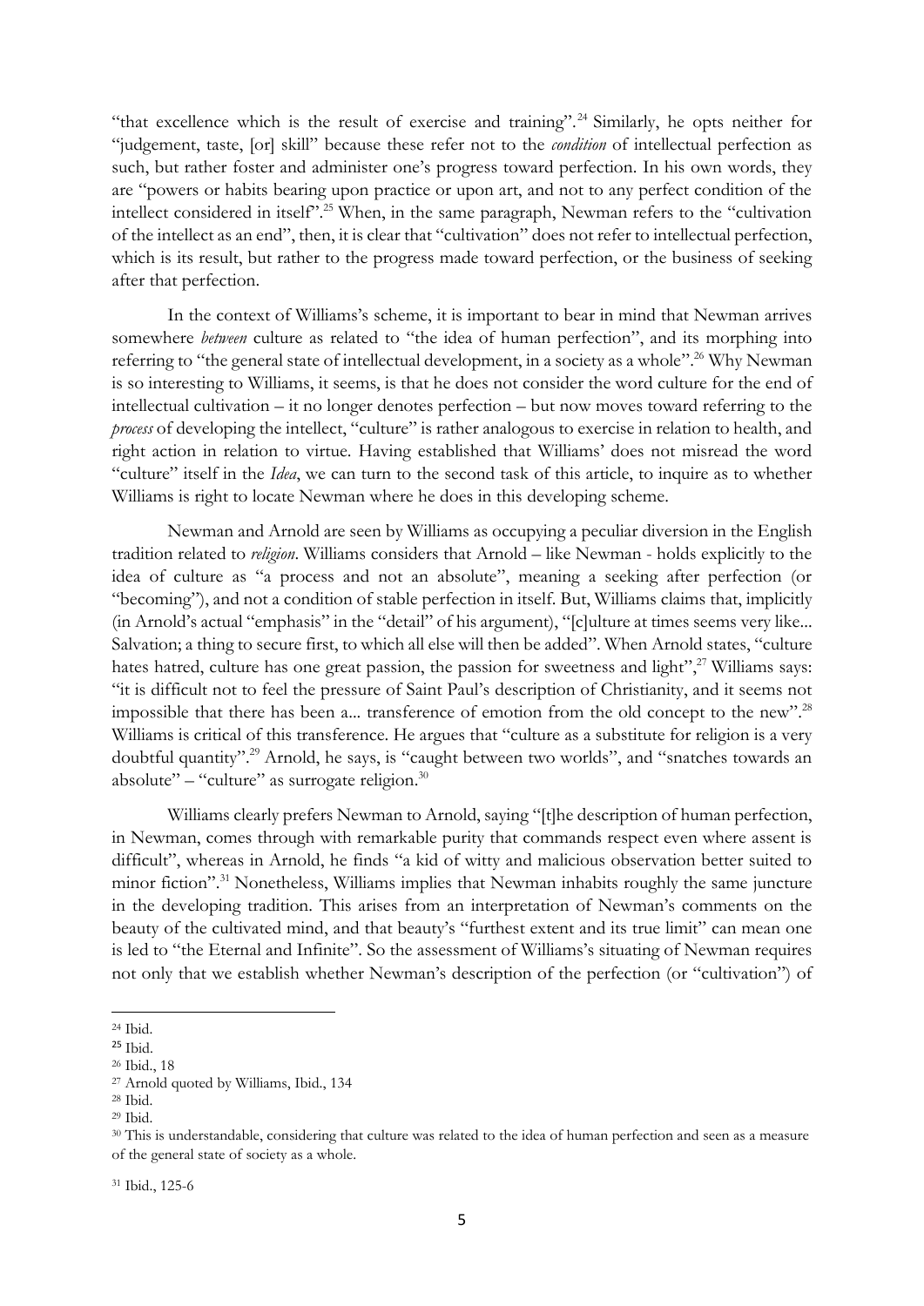"that excellence which is the result of exercise and training".[24] Similarly, he opts neither for "judgement, taste, [or] skill" because these refer not to the *condition* of intellectual perfection as such, but rather foster and administer one's progress toward perfection. In his own words, they are "powers or habits bearing upon practice or upon art, and not to any perfect condition of the intellect considered in itself".[25] When, in the same paragraph, Newman refers to the "cultivation of the intellect as an end", then, it is clear that "cultivation" does not refer to intellectual perfection, which is its result, but rather to the progress made toward perfection, or the business of seeking after that perfection.

In the context of Williams's scheme, it is important to bear in mind that Newman arrives somewhere *between* culture as related to "the idea of human perfection", and its morphing into referring to "the general state of intellectual development, in a society as a whole".[26] Why Newman is so interesting to Williams, it seems, is that he does not consider the word culture for the end of intellectual cultivation – it no longer denotes perfection – but now moves toward referring to the *process* of developing the intellect, "culture" is rather analogous to exercise in relation to health, and right action in relation to virtue. Having established that Williams' does not misread the word "culture" itself in the *Idea*, we can turn to the second task of this article, to inquire as to whether Williams is right to locate Newman where he does in this developing scheme.

Newman and Arnold are seen by Williams as occupying a peculiar diversion in the English tradition related to *religion*. Williams considers that Arnold – like Newman - holds explicitly to the idea of culture as "a process and not an absolute", meaning a seeking after perfection (or "becoming"), and not a condition of stable perfection in itself. But, Williams claims that, implicitly (in Arnold's actual "emphasis" in the "detail" of his argument), "[c]ulture at times seems very like... Salvation; a thing to secure first, to which all else will then be added". When Arnold states, "culture hates hatred, culture has one great passion, the passion for sweetness and light",[27] Williams says: "it is difficult not to feel the pressure of Saint Paul's description of Christianity, and it seems not impossible that there has been a... transference of emotion from the old concept to the new".[28] Williams is critical of this transference. He argues that "culture as a substitute for religion is a very doubtful quantity".[29] Arnold, he says, is "caught between two worlds", and "snatches towards an absolute" – "culture" as surrogate religion.[30]

Williams clearly prefers Newman to Arnold, saying "[t]he description of human perfection, in Newman, comes through with remarkable purity that commands respect even where assent is difficult", whereas in Arnold, he finds "a kid of witty and malicious observation better suited to minor fiction".[31] Nonetheless, Williams implies that Newman inhabits roughly the same juncture in the developing tradition. This arises from an interpretation of Newman's comments on the beauty of the cultivated mind, and that beauty's "furthest extent and its true limit" can mean one is led to "the Eternal and Infinite". So the assessment of Williams's situating of Newman requires not only that we establish whether Newman's description of the perfection (or "cultivation") of

---

[24] Ibid.

[25] Ibid.

[26] Ibid., 18

[27] Arnold quoted by Williams, Ibid., 134

[28] Ibid.

[29] Ibid.

[30] This is understandable, considering that culture was related to the idea of human perfection and seen as a measure of the general state of society as a whole.

[31] Ibid., 125-6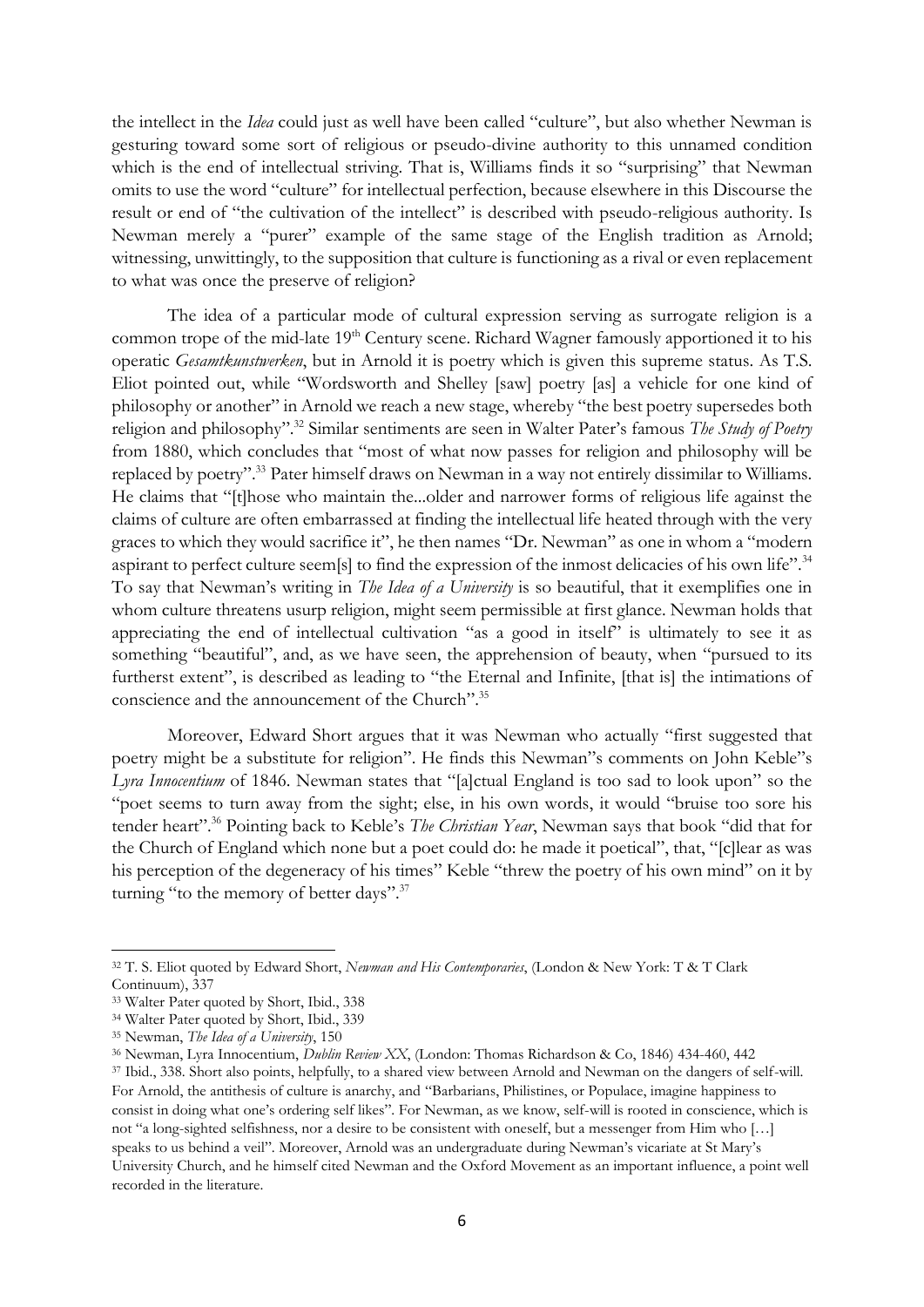the intellect in the *Idea* could just as well have been called "culture", but also whether Newman is gesturing toward some sort of religious or pseudo-divine authority to this unnamed condition which is the end of intellectual striving. That is, Williams finds it so "surprising" that Newman omits to use the word "culture" for intellectual perfection, because elsewhere in this Discourse the result or end of "the cultivation of the intellect" is described with pseudo-religious authority. Is Newman merely a "purer" example of the same stage of the English tradition as Arnold; witnessing, unwittingly, to the supposition that culture is functioning as a rival or even replacement to what was once the preserve of religion?

The idea of a particular mode of cultural expression serving as surrogate religion is a common trope of the mid-late 19th Century scene. Richard Wagner famously apportioned it to his operatic *Gesamtkunstwerken*, but in Arnold it is poetry which is given this supreme status. As T.S. Eliot pointed out, while "Wordsworth and Shelley [saw] poetry [as] a vehicle for one kind of philosophy or another" in Arnold we reach a new stage, whereby "the best poetry supersedes both religion and philosophy".[32] Similar sentiments are seen in Walter Pater's famous *The Study of Poetry* from 1880, which concludes that "most of what now passes for religion and philosophy will be replaced by poetry".[33] Pater himself draws on Newman in a way not entirely dissimilar to Williams. He claims that "[t]hose who maintain the...older and narrower forms of religious life against the claims of culture are often embarrassed at finding the intellectual life heated through with the very graces to which they would sacrifice it", he then names "Dr. Newman" as one in whom a "modern aspirant to perfect culture seem[s] to find the expression of the inmost delicacies of his own life".[34] To say that Newman's writing in *The Idea of a University* is so beautiful, that it exemplifies one in whom culture threatens usurp religion, might seem permissible at first glance. Newman holds that appreciating the end of intellectual cultivation "as a good in itself" is ultimately to see it as something "beautiful", and, as we have seen, the apprehension of beauty, when "pursued to its furtherst extent", is described as leading to "the Eternal and Infinite, [that is] the intimations of conscience and the announcement of the Church".[35]

Moreover, Edward Short argues that it was Newman who actually "first suggested that poetry might be a substitute for religion". He finds this Newman"s comments on John Keble"s *Lyra Innocentium* of 1846. Newman states that "[a]ctual England is too sad to look upon" so the "poet seems to turn away from the sight; else, in his own words, it would "bruise too sore his tender heart".[36] Pointing back to Keble's *The Christian Year*, Newman says that book "did that for the Church of England which none but a poet could do: he made it poetical", that, "[c]lear as was his perception of the degeneracy of his times" Keble "threw the poetry of his own mind" on it by turning "to the memory of better days".[37]

---

[32] T. S. Eliot quoted by Edward Short, *Newman and His Contemporaries*, (London & New York: T & T Clark Continuum), 337

[33] Walter Pater quoted by Short, Ibid., 338

[34] Walter Pater quoted by Short, Ibid., 339

[35] Newman, *The Idea of a University*, 150

[36] Newman, Lyra Innocentium, *Dublin Review XX*, (London: Thomas Richardson & Co, 1846) 434-460, 442

[37] Ibid., 338. Short also points, helpfully, to a shared view between Arnold and Newman on the dangers of self-will. For Arnold, the antithesis of culture is anarchy, and "Barbarians, Philistines, or Populace, imagine happiness to consist in doing what one's ordering self likes". For Newman, as we know, self-will is rooted in conscience, which is not "a long-sighted selfishness, nor a desire to be consistent with oneself, but a messenger from Him who […] speaks to us behind a veil". Moreover, Arnold was an undergraduate during Newman's vicariate at St Mary's University Church, and he himself cited Newman and the Oxford Movement as an important influence, a point well recorded in the literature.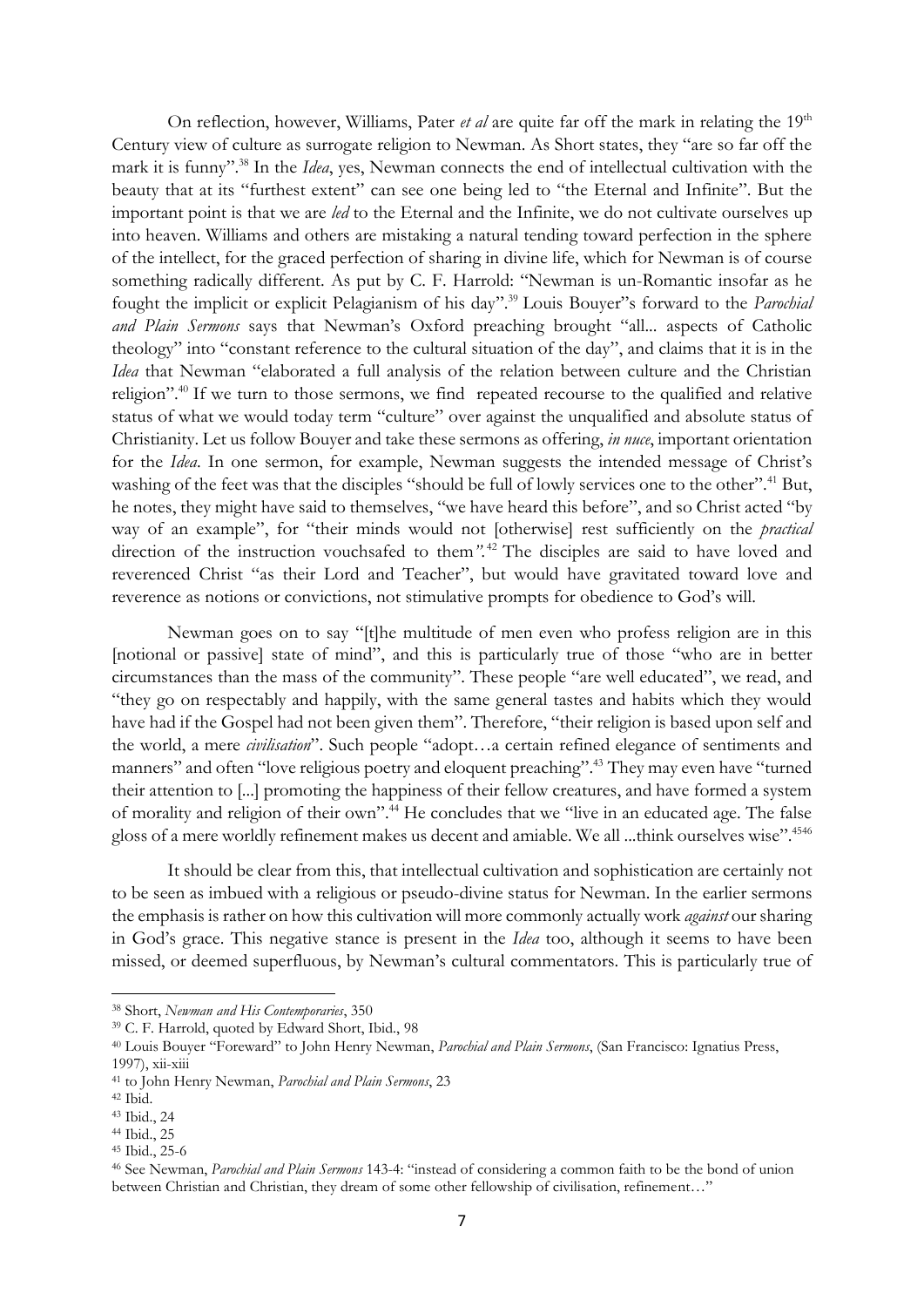On reflection, however, Williams, Pater *et al* are quite far off the mark in relating the 19th Century view of culture as surrogate religion to Newman. As Short states, they "are so far off the mark it is funny".[38] In the *Idea*, yes, Newman connects the end of intellectual cultivation with the beauty that at its "furthest extent" can see one being led to "the Eternal and Infinite". But the important point is that we are *led* to the Eternal and the Infinite, we do not cultivate ourselves up into heaven. Williams and others are mistaking a natural tending toward perfection in the sphere of the intellect, for the graced perfection of sharing in divine life, which for Newman is of course something radically different. As put by C. F. Harrold: "Newman is un-Romantic insofar as he fought the implicit or explicit Pelagianism of his day".[39] Louis Bouyer"s forward to the *Parochial and Plain Sermons* says that Newman's Oxford preaching brought "all... aspects of Catholic theology" into "constant reference to the cultural situation of the day", and claims that it is in the *Idea* that Newman "elaborated a full analysis of the relation between culture and the Christian religion".[40] If we turn to those sermons, we find repeated recourse to the qualified and relative status of what we would today term "culture" over against the unqualified and absolute status of Christianity. Let us follow Bouyer and take these sermons as offering, *in nuce*, important orientation for the *Idea*. In one sermon, for example, Newman suggests the intended message of Christ's washing of the feet was that the disciples "should be full of lowly services one to the other".[41] But, he notes, they might have said to themselves, "we have heard this before", and so Christ acted "by way of an example", for "their minds would not [otherwise] rest sufficiently on the *practical* direction of the instruction vouchsafed to them*"*.[42] The disciples are said to have loved and reverenced Christ "as their Lord and Teacher", but would have gravitated toward love and reverence as notions or convictions, not stimulative prompts for obedience to God's will.

Newman goes on to say "[t]he multitude of men even who profess religion are in this [notional or passive] state of mind", and this is particularly true of those "who are in better circumstances than the mass of the community". These people "are well educated", we read, and "they go on respectably and happily, with the same general tastes and habits which they would have had if the Gospel had not been given them". Therefore, "their religion is based upon self and the world, a mere *civilisation*". Such people "adopt…a certain refined elegance of sentiments and manners" and often "love religious poetry and eloquent preaching".[43] They may even have "turned their attention to [...] promoting the happiness of their fellow creatures, and have formed a system of morality and religion of their own".[44] He concludes that we "live in an educated age. The false gloss of a mere worldly refinement makes us decent and amiable. We all ...think ourselves wise".[45][46]

It should be clear from this, that intellectual cultivation and sophistication are certainly not to be seen as imbued with a religious or pseudo-divine status for Newman. In the earlier sermons the emphasis is rather on how this cultivation will more commonly actually work *against* our sharing in God's grace. This negative stance is present in the *Idea* too, although it seems to have been missed, or deemed superfluous, by Newman's cultural commentators. This is particularly true of

---

[38] Short, *Newman and His Contemporaries*, 350

[39] C. F. Harrold, quoted by Edward Short, Ibid., 98

[40] Louis Bouyer "Foreward" to John Henry Newman, *Parochial and Plain Sermons*, (San Francisco: Ignatius Press, 1997), xii-xiii

[41] to John Henry Newman, *Parochial and Plain Sermons*, 23

[42] Ibid.

[43] Ibid., 24

[44] Ibid., 25

[45] Ibid., 25-6

[46] See Newman, *Parochial and Plain Sermons* 143-4: "instead of considering a common faith to be the bond of union between Christian and Christian, they dream of some other fellowship of civilisation, refinement…"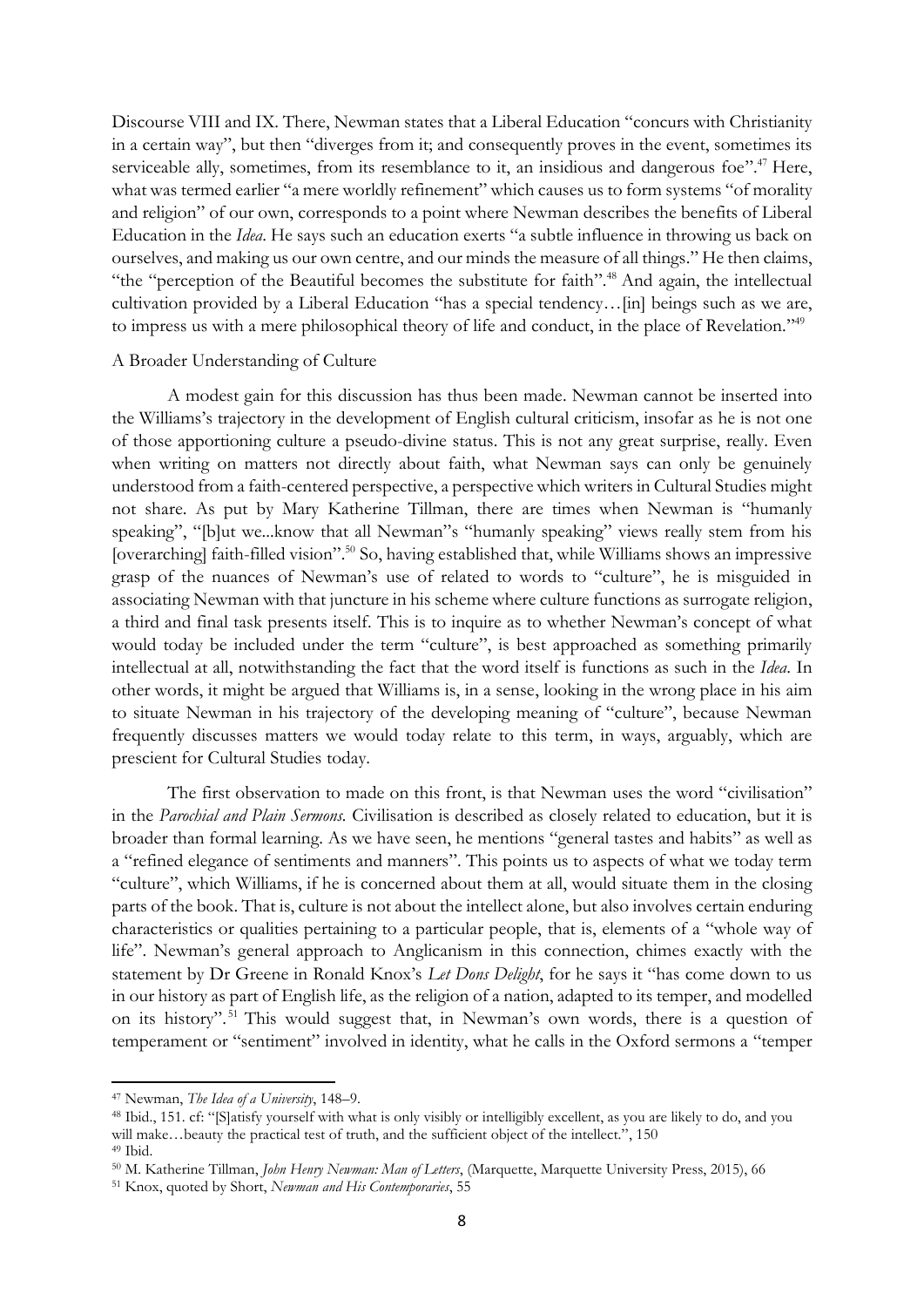Discourse VIII and IX. There, Newman states that a Liberal Education "concurs with Christianity in a certain way", but then "diverges from it; and consequently proves in the event, sometimes its serviceable ally, sometimes, from its resemblance to it, an insidious and dangerous foe".[47] Here, what was termed earlier "a mere worldly refinement" which causes us to form systems "of morality and religion" of our own, corresponds to a point where Newman describes the benefits of Liberal Education in the *Idea*. He says such an education exerts "a subtle influence in throwing us back on ourselves, and making us our own centre, and our minds the measure of all things." He then claims, "the "perception of the Beautiful becomes the substitute for faith".[48] And again, the intellectual cultivation provided by a Liberal Education "has a special tendency…[in] beings such as we are, to impress us with a mere philosophical theory of life and conduct, in the place of Revelation."[49]

A Broader Understanding of Culture

A modest gain for this discussion has thus been made. Newman cannot be inserted into the Williams's trajectory in the development of English cultural criticism, insofar as he is not one of those apportioning culture a pseudo-divine status. This is not any great surprise, really. Even when writing on matters not directly about faith, what Newman says can only be genuinely understood from a faith-centered perspective, a perspective which writers in Cultural Studies might not share. As put by Mary Katherine Tillman, there are times when Newman is "humanly speaking", "[b]ut we...know that all Newman"s "humanly speaking" views really stem from his [overarching] faith-filled vision".[50] So, having established that, while Williams shows an impressive grasp of the nuances of Newman's use of related to words to "culture", he is misguided in associating Newman with that juncture in his scheme where culture functions as surrogate religion, a third and final task presents itself. This is to inquire as to whether Newman's concept of what would today be included under the term "culture", is best approached as something primarily intellectual at all, notwithstanding the fact that the word itself is functions as such in the *Idea*. In other words, it might be argued that Williams is, in a sense, looking in the wrong place in his aim to situate Newman in his trajectory of the developing meaning of "culture", because Newman frequently discusses matters we would today relate to this term, in ways, arguably, which are prescient for Cultural Studies today.

The first observation to made on this front, is that Newman uses the word "civilisation" in the *Parochial and Plain Sermons.* Civilisation is described as closely related to education, but it is broader than formal learning. As we have seen, he mentions "general tastes and habits" as well as a "refined elegance of sentiments and manners". This points us to aspects of what we today term "culture", which Williams, if he is concerned about them at all, would situate them in the closing parts of the book. That is, culture is not about the intellect alone, but also involves certain enduring characteristics or qualities pertaining to a particular people, that is, elements of a "whole way of life". Newman's general approach to Anglicanism in this connection, chimes exactly with the statement by Dr Greene in Ronald Knox's *Let Dons Delight*, for he says it "has come down to us in our history as part of English life, as the religion of a nation, adapted to its temper, and modelled on its history".[51] This would suggest that, in Newman's own words, there is a question of temperament or "sentiment" involved in identity, what he calls in the Oxford sermons a "temper

---

[47] Newman, *The Idea of a University*, 148–9.

[48] Ibid., 151. cf: "[S]atisfy yourself with what is only visibly or intelligibly excellent, as you are likely to do, and you will make…beauty the practical test of truth, and the sufficient object of the intellect.", 150

[49] Ibid.

[50] M. Katherine Tillman, *John Henry Newman: Man of Letters*, (Marquette, Marquette University Press, 2015), 66

[51] Knox, quoted by Short, *Newman and His Contemporaries*, 55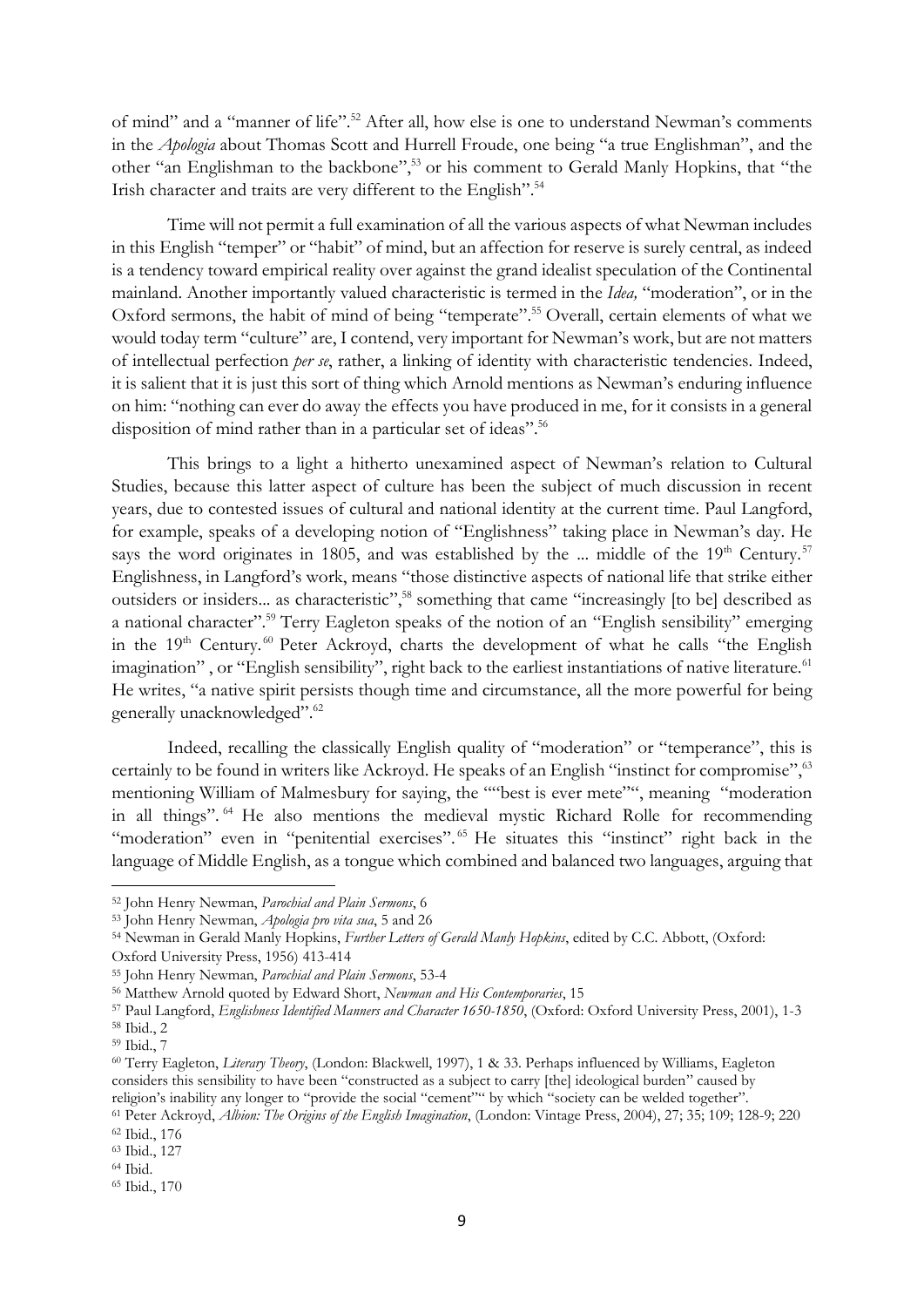of mind" and a "manner of life".[52] After all, how else is one to understand Newman's comments in the *Apologia* about Thomas Scott and Hurrell Froude, one being "a true Englishman", and the other "an Englishman to the backbone",[53] or his comment to Gerald Manly Hopkins, that "the Irish character and traits are very different to the English".[54]

Time will not permit a full examination of all the various aspects of what Newman includes in this English "temper" or "habit" of mind, but an affection for reserve is surely central, as indeed is a tendency toward empirical reality over against the grand idealist speculation of the Continental mainland. Another importantly valued characteristic is termed in the *Idea,* "moderation", or in the Oxford sermons, the habit of mind of being "temperate".[55] Overall, certain elements of what we would today term "culture" are, I contend, very important for Newman's work, but are not matters of intellectual perfection *per se*, rather, a linking of identity with characteristic tendencies. Indeed, it is salient that it is just this sort of thing which Arnold mentions as Newman's enduring influence on him: "nothing can ever do away the effects you have produced in me, for it consists in a general disposition of mind rather than in a particular set of ideas".[56]

This brings to a light a hitherto unexamined aspect of Newman's relation to Cultural Studies, because this latter aspect of culture has been the subject of much discussion in recent years, due to contested issues of cultural and national identity at the current time. Paul Langford, for example, speaks of a developing notion of "Englishness" taking place in Newman's day. He says the word originates in 1805, and was established by the ... middle of the 19th Century.[57] Englishness, in Langford's work, means "those distinctive aspects of national life that strike either outsiders or insiders... as characteristic",[58] something that came "increasingly [to be] described as a national character".[59] Terry Eagleton speaks of the notion of an "English sensibility" emerging in the 19th Century.[60] Peter Ackroyd, charts the development of what he calls "the English imagination" , or "English sensibility", right back to the earliest instantiations of native literature.[61] He writes, "a native spirit persists though time and circumstance, all the more powerful for being generally unacknowledged".[62]

Indeed, recalling the classically English quality of "moderation" or "temperance", this is certainly to be found in writers like Ackroyd. He speaks of an English "instinct for compromise",[63] mentioning William of Malmesbury for saying, the ""best is ever mete"", meaning "moderation in all things".[64] He also mentions the medieval mystic Richard Rolle for recommending "moderation" even in "penitential exercises".[65] He situates this "instinct" right back in the language of Middle English, as a tongue which combined and balanced two languages, arguing that

---

[52] John Henry Newman, *Parochial and Plain Sermons*, 6

[53] John Henry Newman, *Apologia pro vita sua*, 5 and 26

[54] Newman in Gerald Manly Hopkins, *Further Letters of Gerald Manly Hopkins*, edited by C.C. Abbott, (Oxford: Oxford University Press, 1956) 413-414

[55] John Henry Newman, *Parochial and Plain Sermons*, 53-4

[56] Matthew Arnold quoted by Edward Short, *Newman and His Contemporaries*, 15

[57] Paul Langford, *Englishness Identified Manners and Character 1650-1850*, (Oxford: Oxford University Press, 2001), 1-3

[58] Ibid., 2

[59] Ibid., 7

[60] Terry Eagleton, *Literary Theory*, (London: Blackwell, 1997), 1 & 33. Perhaps influenced by Williams, Eagleton considers this sensibility to have been "constructed as a subject to carry [the] ideological burden" caused by religion's inability any longer to "provide the social "cement"" by which "society can be welded together".

[61] Peter Ackroyd, *Albion: The Origins of the English Imagination*, (London: Vintage Press, 2004), 27; 35; 109; 128-9; 220

[62] Ibid., 176

[63] Ibid., 127

[64] Ibid.

[65] Ibid., 170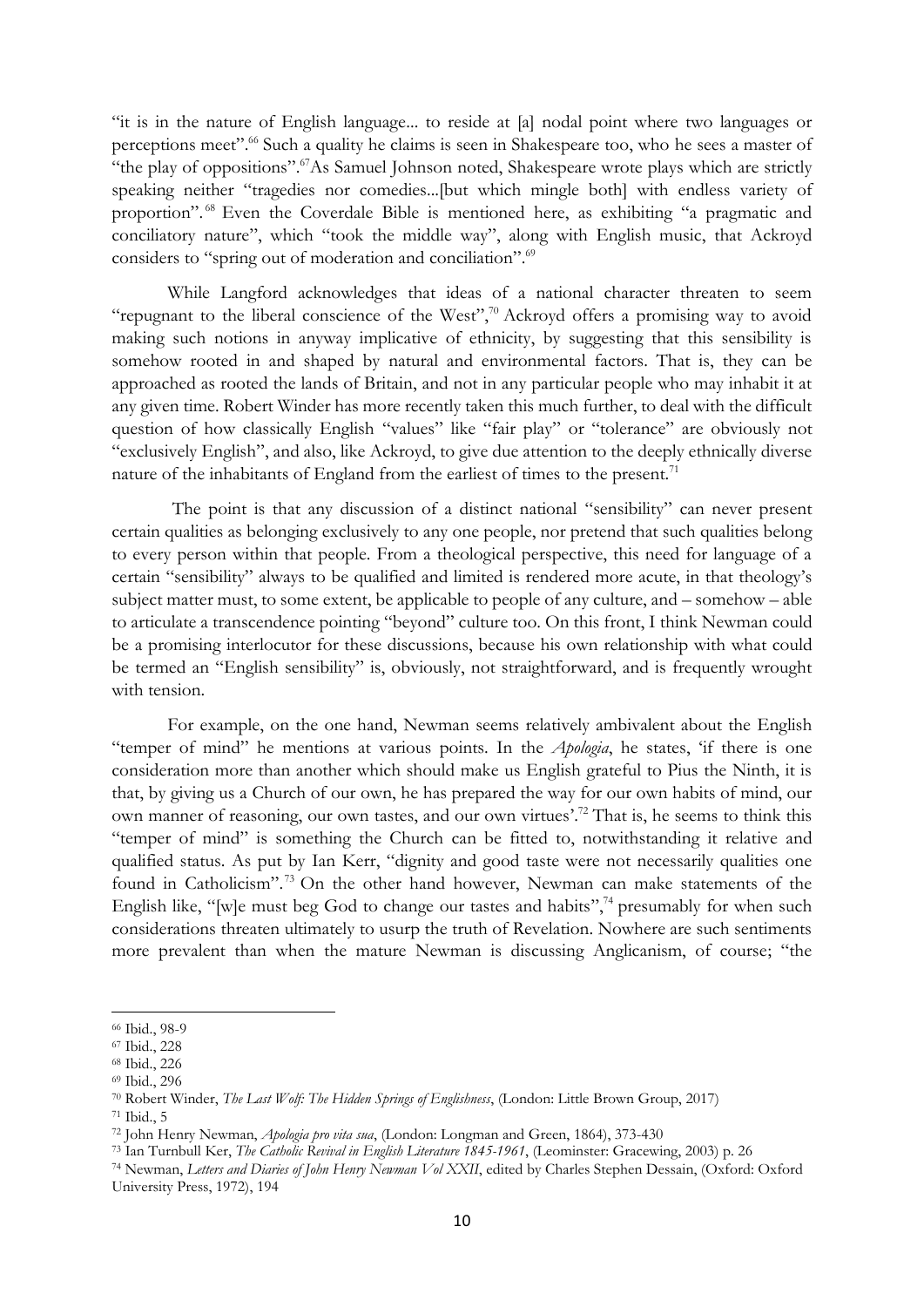"it is in the nature of English language... to reside at [a] nodal point where two languages or perceptions meet".[66] Such a quality he claims is seen in Shakespeare too, who he sees a master of "the play of oppositions".[67] As Samuel Johnson noted, Shakespeare wrote plays which are strictly speaking neither "tragedies nor comedies...[but which mingle both] with endless variety of proportion".[68] Even the Coverdale Bible is mentioned here, as exhibiting "a pragmatic and conciliatory nature", which "took the middle way", along with English music, that Ackroyd considers to "spring out of moderation and conciliation".[69]

While Langford acknowledges that ideas of a national character threaten to seem "repugnant to the liberal conscience of the West",[70] Ackroyd offers a promising way to avoid making such notions in anyway implicative of ethnicity, by suggesting that this sensibility is somehow rooted in and shaped by natural and environmental factors. That is, they can be approached as rooted the lands of Britain, and not in any particular people who may inhabit it at any given time. Robert Winder has more recently taken this much further, to deal with the difficult question of how classically English "values" like "fair play" or "tolerance" are obviously not "exclusively English", and also, like Ackroyd, to give due attention to the deeply ethnically diverse nature of the inhabitants of England from the earliest of times to the present.[71]

The point is that any discussion of a distinct national "sensibility" can never present certain qualities as belonging exclusively to any one people, nor pretend that such qualities belong to every person within that people. From a theological perspective, this need for language of a certain "sensibility" always to be qualified and limited is rendered more acute, in that theology's subject matter must, to some extent, be applicable to people of any culture, and – somehow – able to articulate a transcendence pointing "beyond" culture too. On this front, I think Newman could be a promising interlocutor for these discussions, because his own relationship with what could be termed an "English sensibility" is, obviously, not straightforward, and is frequently wrought with tension.

For example, on the one hand, Newman seems relatively ambivalent about the English "temper of mind" he mentions at various points. In the *Apologia*, he states, 'if there is one consideration more than another which should make us English grateful to Pius the Ninth, it is that, by giving us a Church of our own, he has prepared the way for our own habits of mind, our own manner of reasoning, our own tastes, and our own virtues'.[72] That is, he seems to think this "temper of mind" is something the Church can be fitted to, notwithstanding it relative and qualified status. As put by Ian Kerr, "dignity and good taste were not necessarily qualities one found in Catholicism".[73] On the other hand however, Newman can make statements of the English like, "[w]e must beg God to change our tastes and habits",[74] presumably for when such considerations threaten ultimately to usurp the truth of Revelation. Nowhere are such sentiments more prevalent than when the mature Newman is discussing Anglicanism, of course; "the

---

[66] Ibid., 98-9

[67] Ibid., 228

[68] Ibid., 226

[69] Ibid., 296

[70] Robert Winder, *The Last Wolf: The Hidden Springs of Englishness*, (London: Little Brown Group, 2017)

[71] Ibid., 5

[72] John Henry Newman, *Apologia pro vita sua*, (London: Longman and Green, 1864), 373-430

[73] Ian Turnbull Ker, *The Catholic Revival in English Literature 1845-1961*, (Leominster: Gracewing, 2003) p. 26

[74] Newman, *Letters and Diaries of John Henry Newman Vol XXII*, edited by Charles Stephen Dessain, (Oxford: Oxford University Press, 1972), 194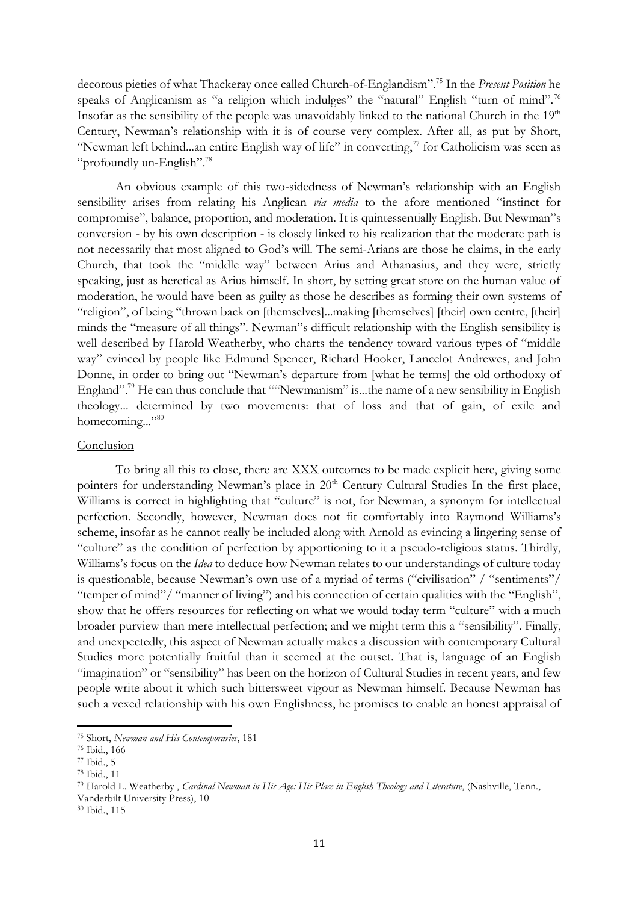decorous pieties of what Thackeray once called Church-of-Englandism".[75] In the *Present Position* he speaks of Anglicanism as "a religion which indulges" the "natural" English "turn of mind".[76] Insofar as the sensibility of the people was unavoidably linked to the national Church in the 19th Century, Newman's relationship with it is of course very complex. After all, as put by Short, "Newman left behind...an entire English way of life" in converting,[77] for Catholicism was seen as "profoundly un-English".[78]

An obvious example of this two-sidedness of Newman's relationship with an English sensibility arises from relating his Anglican *via media* to the afore mentioned "instinct for compromise", balance, proportion, and moderation. It is quintessentially English. But Newman"s conversion - by his own description - is closely linked to his realization that the moderate path is not necessarily that most aligned to God's will. The semi-Arians are those he claims, in the early Church, that took the "middle way" between Arius and Athanasius, and they were, strictly speaking, just as heretical as Arius himself. In short, by setting great store on the human value of moderation, he would have been as guilty as those he describes as forming their own systems of "religion", of being "thrown back on [themselves]...making [themselves] [their] own centre, [their] minds the "measure of all things". Newman"s difficult relationship with the English sensibility is well described by Harold Weatherby, who charts the tendency toward various types of "middle way" evinced by people like Edmund Spencer, Richard Hooker, Lancelot Andrewes, and John Donne, in order to bring out "Newman's departure from [what he terms] the old orthodoxy of England".[79] He can thus conclude that ""Newmanism" is...the name of a new sensibility in English theology... determined by two movements: that of loss and that of gain, of exile and homecoming..."[80]

## Conclusion

To bring all this to close, there are XXX outcomes to be made explicit here, giving some pointers for understanding Newman's place in 20th Century Cultural Studies In the first place, Williams is correct in highlighting that "culture" is not, for Newman, a synonym for intellectual perfection. Secondly, however, Newman does not fit comfortably into Raymond Williams's scheme, insofar as he cannot really be included along with Arnold as evincing a lingering sense of "culture" as the condition of perfection by apportioning to it a pseudo-religious status. Thirdly, Williams's focus on the *Idea* to deduce how Newman relates to our understandings of culture today is questionable, because Newman's own use of a myriad of terms ("civilisation" / "sentiments"/ "temper of mind"/ "manner of living") and his connection of certain qualities with the "English", show that he offers resources for reflecting on what we would today term "culture" with a much broader purview than mere intellectual perfection; and we might term this a "sensibility". Finally, and unexpectedly, this aspect of Newman actually makes a discussion with contemporary Cultural Studies more potentially fruitful than it seemed at the outset. That is, language of an English "imagination" or "sensibility" has been on the horizon of Cultural Studies in recent years, and few people write about it which such bittersweet vigour as Newman himself. Because Newman has such a vexed relationship with his own Englishness, he promises to enable an honest appraisal of

---

[75] Short, *Newman and His Contemporaries*, 181

[76] Ibid., 166

[77] Ibid., 5

[78] Ibid., 11

[79] Harold L. Weatherby , *Cardinal Newman in His Age: His Place in English Theology and Literature*, (Nashville, Tenn., Vanderbilt University Press), 10

[80] Ibid., 115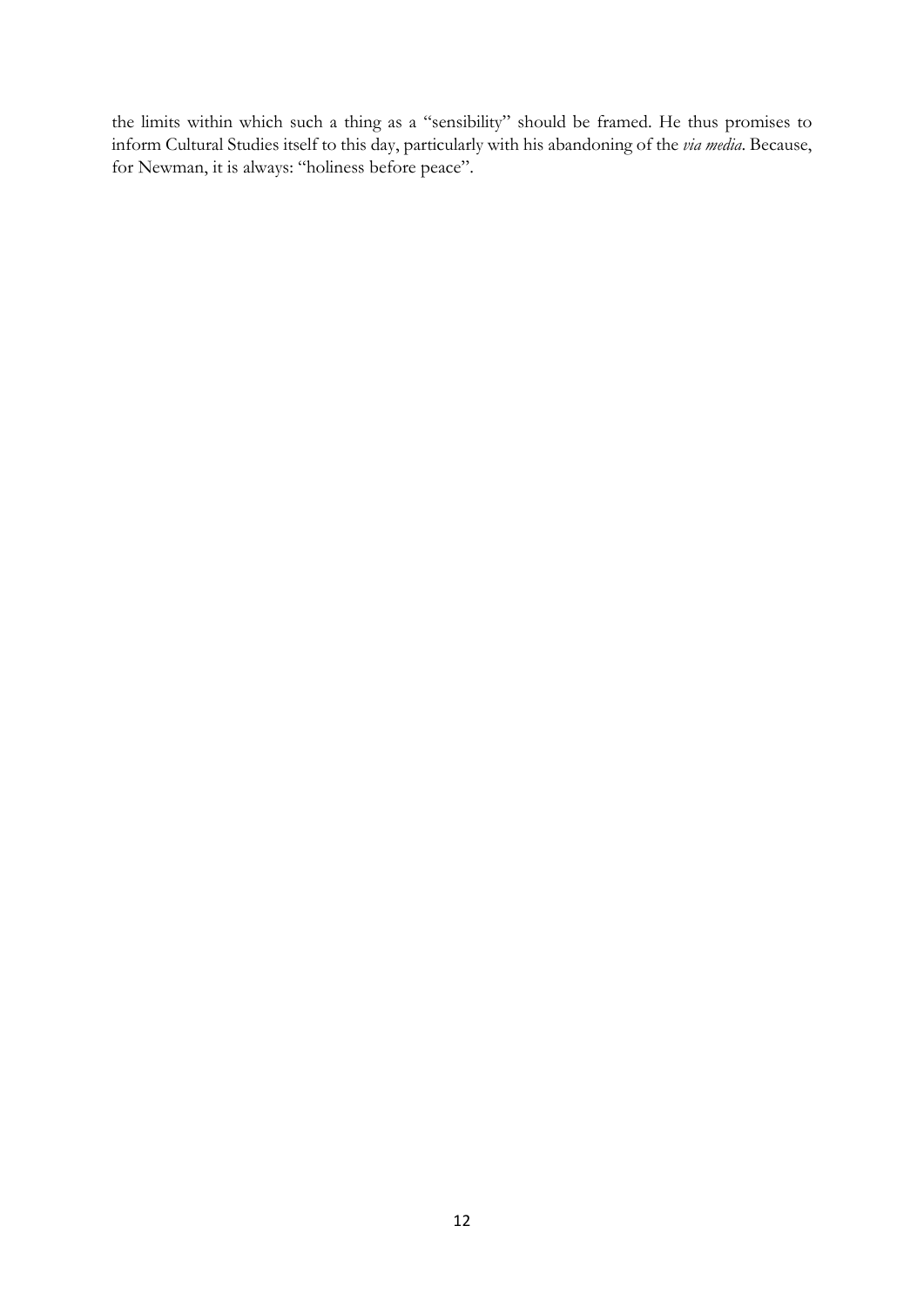the limits within which such a thing as a "sensibility" should be framed. He thus promises to inform Cultural Studies itself to this day, particularly with his abandoning of the *via media*. Because, for Newman, it is always: "holiness before peace".